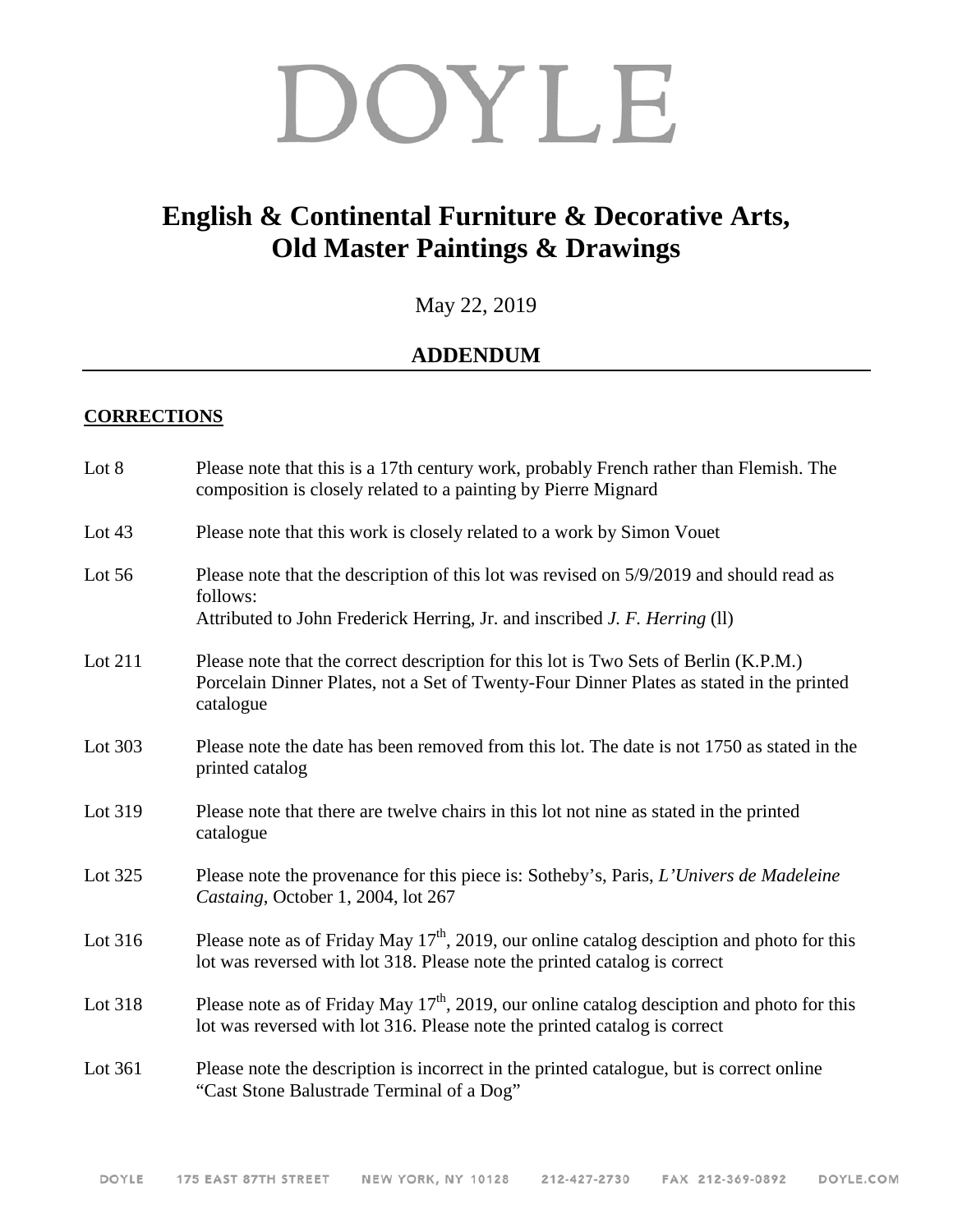# DOYLE

## English & Continental Furniture & Decorative Arts, Old Master Paintings & Drawings

May 22, 2019

### ADDENDUM

**CORRECTIONS**

Lot 8 — Please note that this is a 17th century work, probably French rather than Flemish. The composition is closely related to a painting by Pierre Mignard

Lot 43 — Please note that this work is closely related to a work by Simon Vouet

Lot 56 — Please note that the description of this lot was revised on 5/9/2019 and should read as follows:
Attributed to John Frederick Herring, Jr. and inscribed *J. F. Herring* (ll)

Lot 211 — Please note that the correct description for this lot is Two Sets of Berlin (K.P.M.) Porcelain Dinner Plates, not a Set of Twenty-Four Dinner Plates as stated in the printed catalogue

Lot 303 — Please note the date has been removed from this lot. The date is not 1750 as stated in the printed catalog

Lot 319 — Please note that there are twelve chairs in this lot not nine as stated in the printed catalogue

Lot 325 — Please note the provenance for this piece is: Sotheby's, Paris, *L'Univers de Madeleine Castaing*, October 1, 2004, lot 267

Lot 316 — Please note as of Friday May 17th, 2019, our online catalog desciption and photo for this lot was reversed with lot 318. Please note the printed catalog is correct

Lot 318 — Please note as of Friday May 17th, 2019, our online catalog desciption and photo for this lot was reversed with lot 316. Please note the printed catalog is correct

Lot 361 — Please note the description is incorrect in the printed catalogue, but is correct online "Cast Stone Balustrade Terminal of a Dog"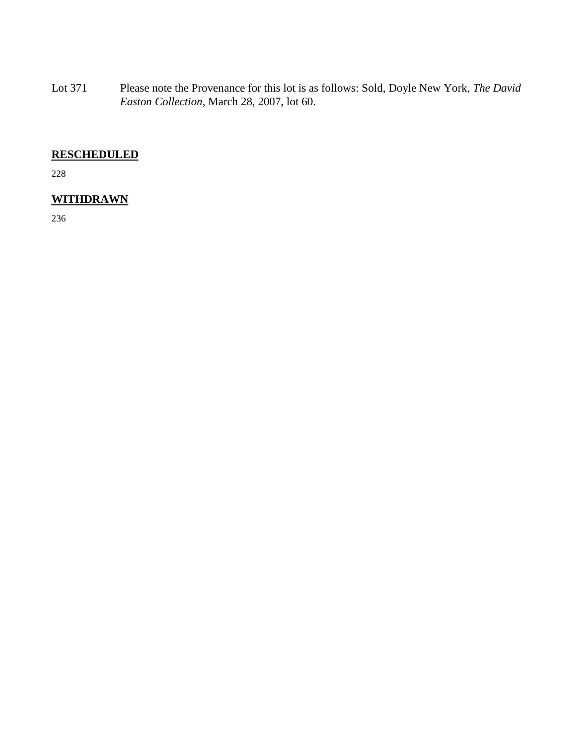Lot 371 Please note the Provenance for this lot is as follows: Sold, Doyle New York, *The David Easton Collection*, March 28, 2007, lot 60.

**RESCHEDULED**

228

**WITHDRAWN**

236